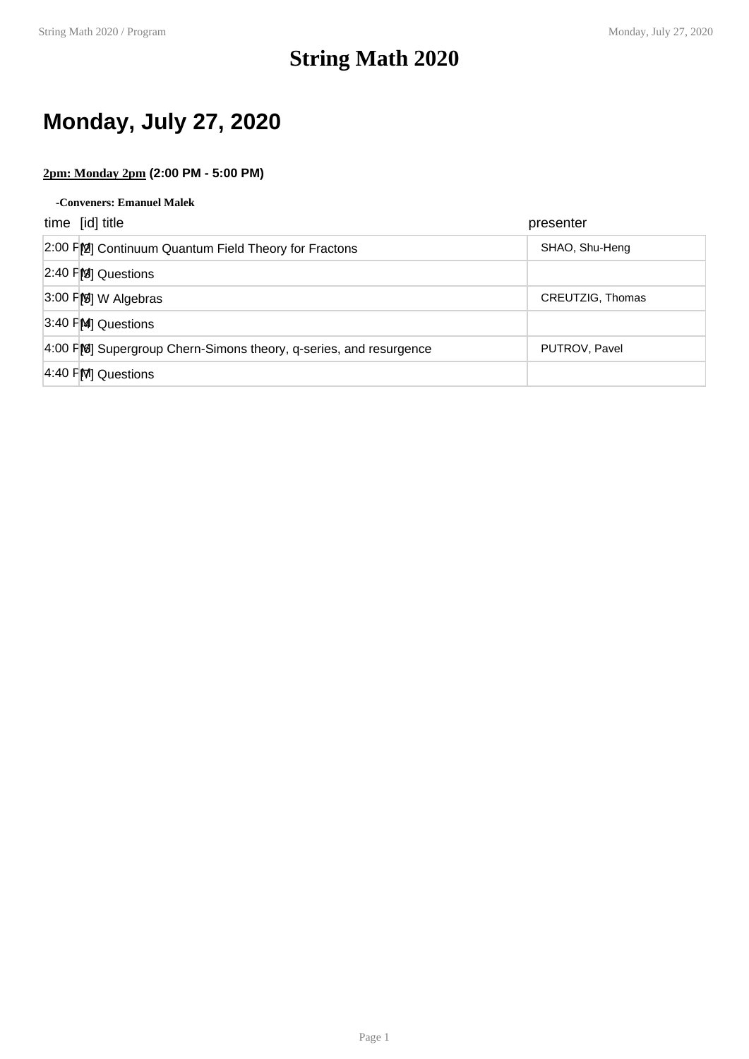# String Math 2020

## Monday, July 27, 2020

**2pm: Monday 2pm (2:00 PM - 5:00 PM)**

**-Conveners: Emanuel Malek**

| time | [id] title | presenter |
|---|---|---|
| 2:00 PM | [2] Continuum Quantum Field Theory for Fractons | SHAO, Shu-Heng |
| 2:40 PM | [3] Questions | |
| 3:00 PM | [5] W Algebras | CREUTZIG, Thomas |
| 3:40 PM | [4] Questions | |
| 4:00 PM | [6] Supergroup Chern-Simons theory, q-series, and resurgence | PUTROV, Pavel |
| 4:40 PM | [7] Questions | |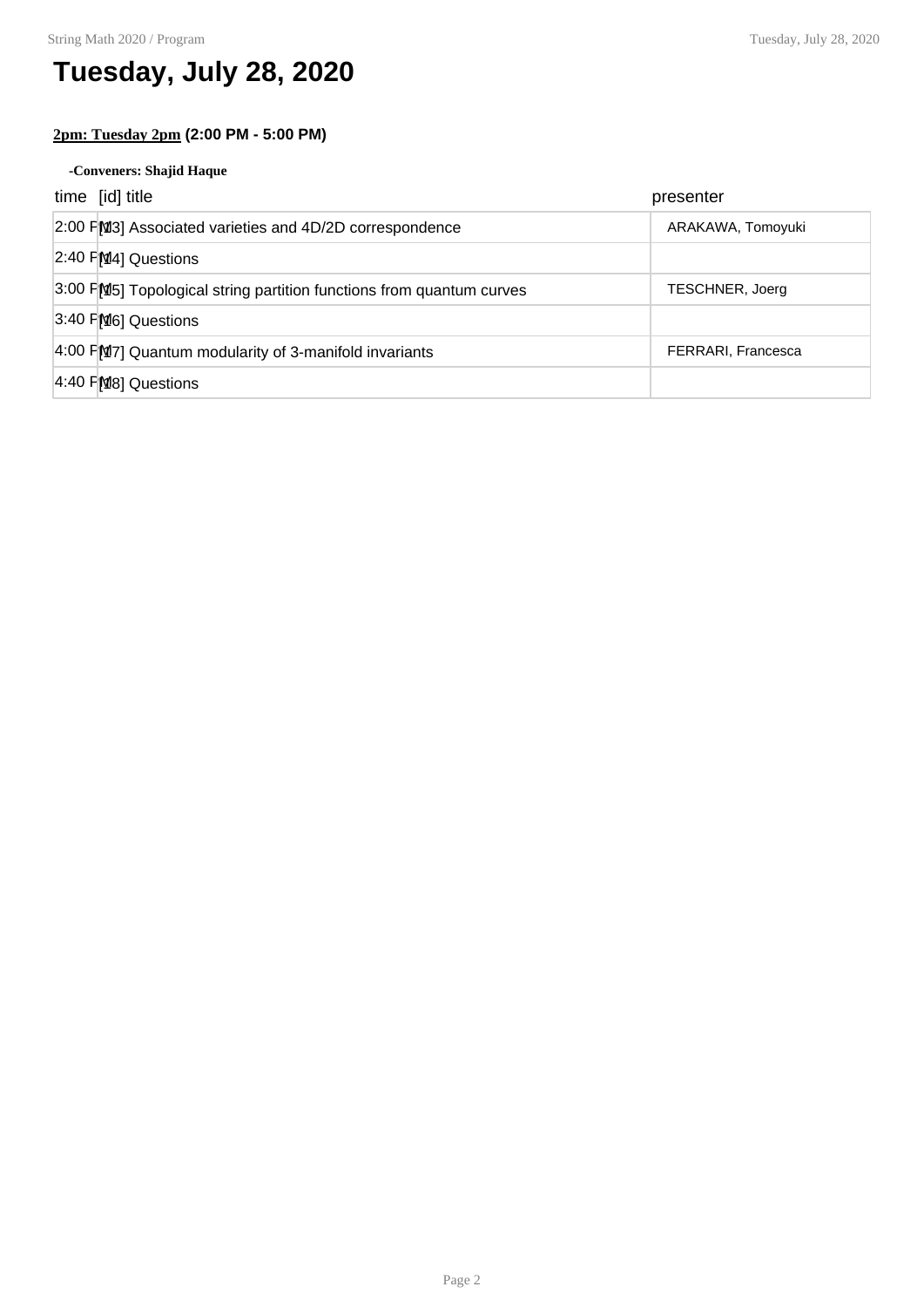# Tuesday, July 28, 2020

**2pm: Tuesday 2pm (2:00 PM - 5:00 PM)**

**-Conveners: Shajid Haque**

| time | [id] title | presenter |
|---|---|---|
| 2:00 PM | [13] Associated varieties and 4D/2D correspondence | ARAKAWA, Tomoyuki |
| 2:40 PM | [14] Questions | |
| 3:00 PM | [15] Topological string partition functions from quantum curves | TESCHNER, Joerg |
| 3:40 PM | [16] Questions | |
| 4:00 PM | [17] Quantum modularity of 3-manifold invariants | FERRARI, Francesca |
| 4:40 PM | [18] Questions | |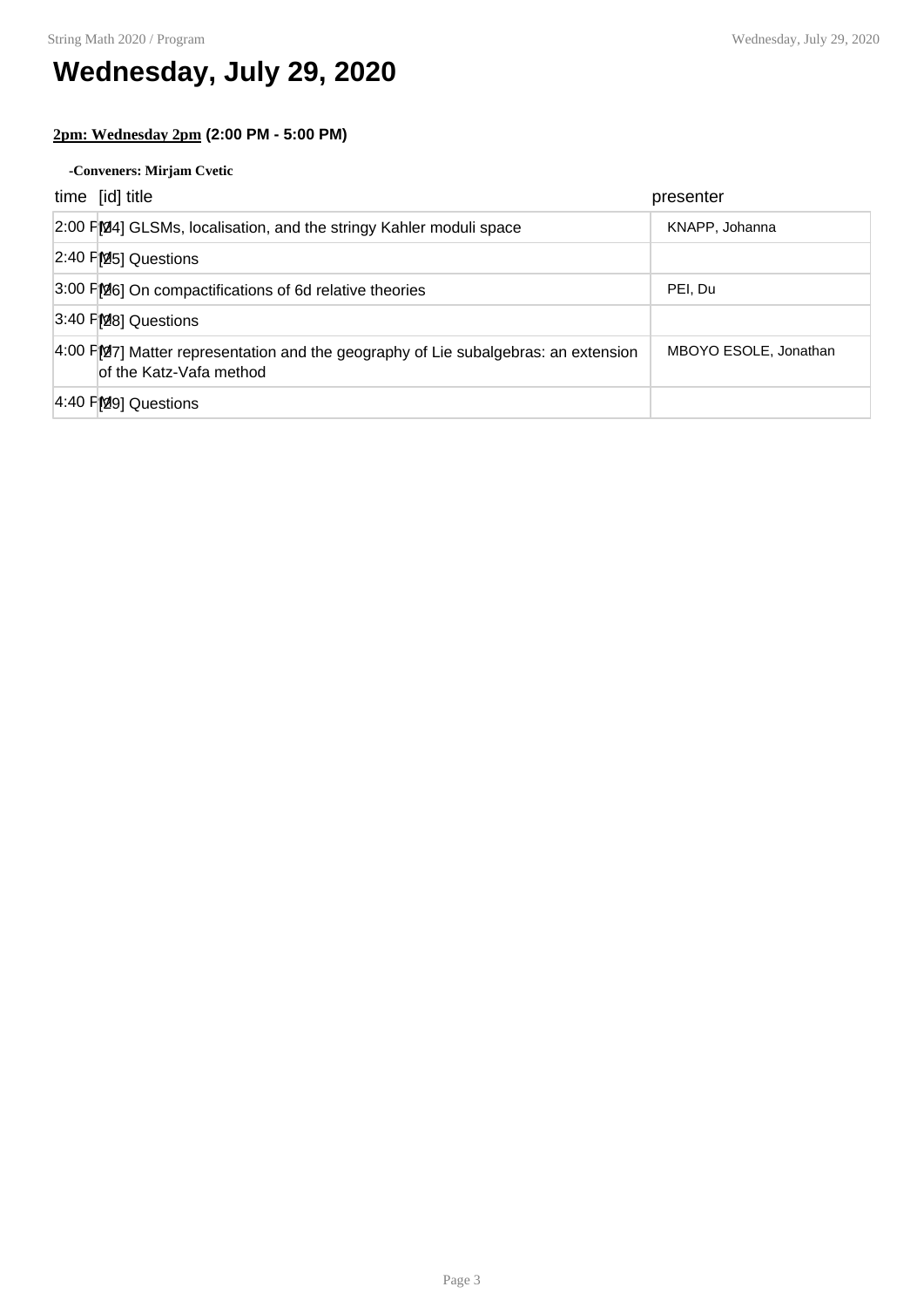# Wednesday, July 29, 2020

**2pm: Wednesday 2pm (2:00 PM - 5:00 PM)**

**-Conveners: Mirjam Cvetic**

| time | [id] title | presenter |
|---|---|---|
| 2:00 PM | [24] GLSMs, localisation, and the stringy Kahler moduli space | KNAPP, Johanna |
| 2:40 PM | [25] Questions | |
| 3:00 PM | [26] On compactifications of 6d relative theories | PEI, Du |
| 3:40 PM | [28] Questions | |
| 4:00 PM | [27] Matter representation and the geography of Lie subalgebras: an extension of the Katz-Vafa method | MBOYO ESOLE, Jonathan |
| 4:40 PM | [29] Questions | |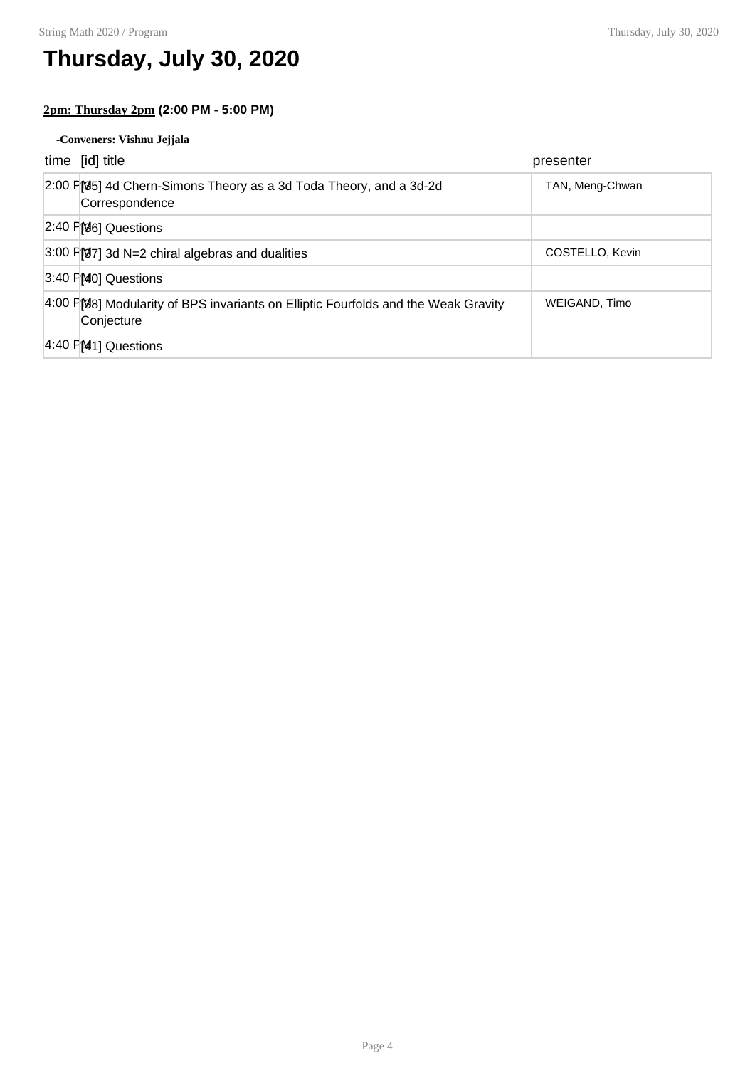# Thursday, July 30, 2020

**2pm: Thursday 2pm (2:00 PM - 5:00 PM)**

**-Conveners: Vishnu Jejjala**

| time | [id] title | presenter |
|---|---|---|
| 2:00 PM | [35] 4d Chern-Simons Theory as a 3d Toda Theory, and a 3d-2d Correspondence | TAN, Meng-Chwan |
| 2:40 PM | [36] Questions | |
| 3:00 PM | [37] 3d N=2 chiral algebras and dualities | COSTELLO, Kevin |
| 3:40 PM | [40] Questions | |
| 4:00 PM | [38] Modularity of BPS invariants on Elliptic Fourfolds and the Weak Gravity Conjecture | WEIGAND, Timo |
| 4:40 PM | [41] Questions | |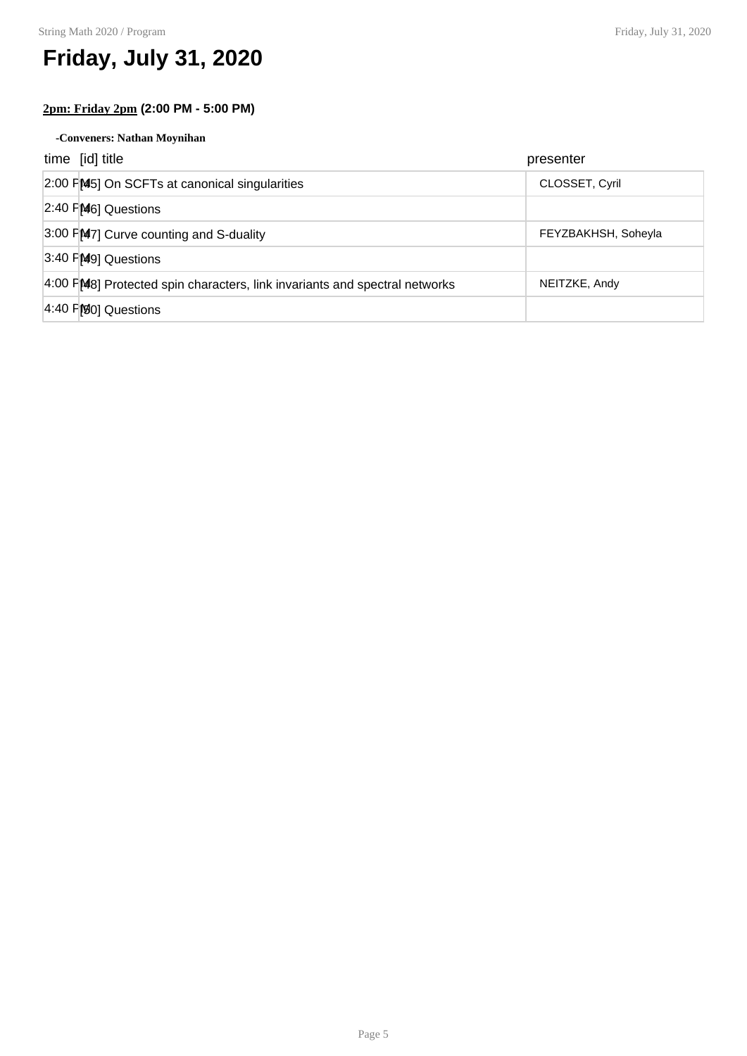# Friday, July 31, 2020

**2pm: Friday 2pm (2:00 PM - 5:00 PM)**

**-Conveners: Nathan Moynihan**

| time | [id] title | presenter |
|---|---|---|
| 2:00 PM | [45] On SCFTs at canonical singularities | CLOSSET, Cyril |
| 2:40 PM | [46] Questions | |
| 3:00 PM | [47] Curve counting and S-duality | FEYZBAKHSH, Soheyla |
| 3:40 PM | [49] Questions | |
| 4:00 PM | [48] Protected spin characters, link invariants and spectral networks | NEITZKE, Andy |
| 4:40 PM | [50] Questions | |